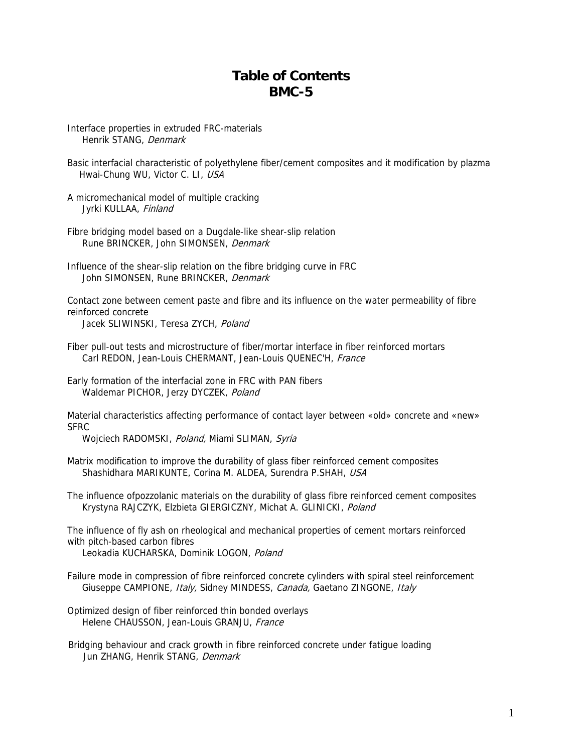# Table of Contents
# BMC-5

Interface properties in extruded FRC-materials
Henrik STANG, *Denmark*

Basic interfacial characteristic of polyethylene fiber/cement composites and it modification by plazma
Hwai-Chung WU, Victor C. LI, *USA*

A micromechanical model of multiple cracking
Jyrki KULLAA, *Finland*

Fibre bridging model based on a Dugdale-like shear-slip relation
Rune BRINCKER, John SIMONSEN, *Denmark*

Influence of the shear-slip relation on the fibre bridging curve in FRC
John SIMONSEN, Rune BRINCKER, *Denmark*

Contact zone between cement paste and fibre and its influence on the water permeability of fibre reinforced concrete
Jacek SLIWINSKI, Teresa ZYCH, *Poland*

Fiber pull-out tests and microstructure of fiber/mortar interface in fiber reinforced mortars
Carl REDON, Jean-Louis CHERMANT, Jean-Louis QUENEC'H, *France*

Early formation of the interfacial zone in FRC with PAN fibers
Waldemar PICHOR, Jerzy DYCZEK, *Poland*

Material characteristics affecting performance of contact layer between «old» concrete and «new» SFRC
Wojciech RADOMSKI, *Poland,* Miami SLIMAN, *Syria*

Matrix modification to improve the durability of glass fiber reinforced cement composites
Shashidhara MARIKUNTE, Corina M. ALDEA, Surendra P.SHAH, *USA*

The influence ofpozzolanic materials on the durability of glass fibre reinforced cement composites
Krystyna RAJCZYK, Elzbieta GIERGICZNY, Michat A. GLINICKI, *Poland*

The influence of fly ash on rheological and mechanical properties of cement mortars reinforced with pitch-based carbon fibres
Leokadia KUCHARSKA, Dominik LOGON, *Poland*

Failure mode in compression of fibre reinforced concrete cylinders with spiral steel reinforcement
Giuseppe CAMPIONE, *Italy,* Sidney MINDESS, *Canada,* Gaetano ZINGONE, *Italy*

Optimized design of fiber reinforced thin bonded overlays
Helene CHAUSSON, Jean-Louis GRANJU, *France*

Bridging behaviour and crack growth in fibre reinforced concrete under fatigue loading
Jun ZHANG, Henrik STANG, *Denmark*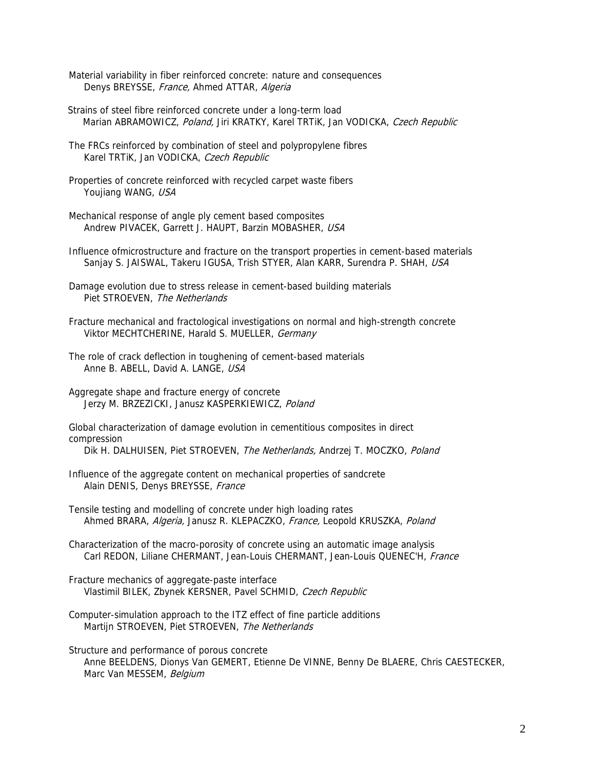Material variability in fiber reinforced concrete: nature and consequences
Denys BREYSSE, *France,* Ahmed ATTAR, *Algeria*

Strains of steel fibre reinforced concrete under a long-term load
Marian ABRAMOWICZ, *Poland,* Jiri KRATKY, Karel TRTiK, Jan VODICKA, *Czech Republic*

The FRCs reinforced by combination of steel and polypropylene fibres
Karel TRTiK, Jan VODICKA, *Czech Republic*

Properties of concrete reinforced with recycled carpet waste fibers
Youjiang WANG, *USA*

Mechanical response of angle ply cement based composites
Andrew PIVACEK, Garrett J. HAUPT, Barzin MOBASHER, *USA*

Influence ofmicrostructure and fracture on the transport properties in cement-based materials
Sanjay S. JAISWAL, Takeru IGUSA, Trish STYER, Alan KARR, Surendra P. SHAH, *USA*

Damage evolution due to stress release in cement-based building materials
Piet STROEVEN, *The Netherlands*

Fracture mechanical and fractological investigations on normal and high-strength concrete
Viktor MECHTCHERINE, Harald S. MUELLER, *Germany*

The role of crack deflection in toughening of cement-based materials
Anne B. ABELL, David A. LANGE, *USA*

Aggregate shape and fracture energy of concrete
Jerzy M. BRZEZICKI, Janusz KASPERKIEWICZ, *Poland*

Global characterization of damage evolution in cementitious composites in direct compression
Dik H. DALHUISEN, Piet STROEVEN, *The Netherlands,* Andrzej T. MOCZKO, *Poland*

Influence of the aggregate content on mechanical properties of sandcrete
Alain DENIS, Denys BREYSSE, *France*

Tensile testing and modelling of concrete under high loading rates
Ahmed BRARA, *Algeria,* Janusz R. KLEPACZKO, *France,* Leopold KRUSZKA, *Poland*

Characterization of the macro-porosity of concrete using an automatic image analysis
Carl REDON, Liliane CHERMANT, Jean-Louis CHERMANT, Jean-Louis QUENEC'H, *France*

Fracture mechanics of aggregate-paste interface
Vlastimil BILEK, Zbynek KERSNER, Pavel SCHMID, *Czech Republic*

Computer-simulation approach to the ITZ effect of fine particle additions
Martijn STROEVEN, Piet STROEVEN, *The Netherlands*

Structure and performance of porous concrete
Anne BEELDENS, Dionys Van GEMERT, Etienne De VINNE, Benny De BLAERE, Chris CAESTECKER, Marc Van MESSEM, *Belgium*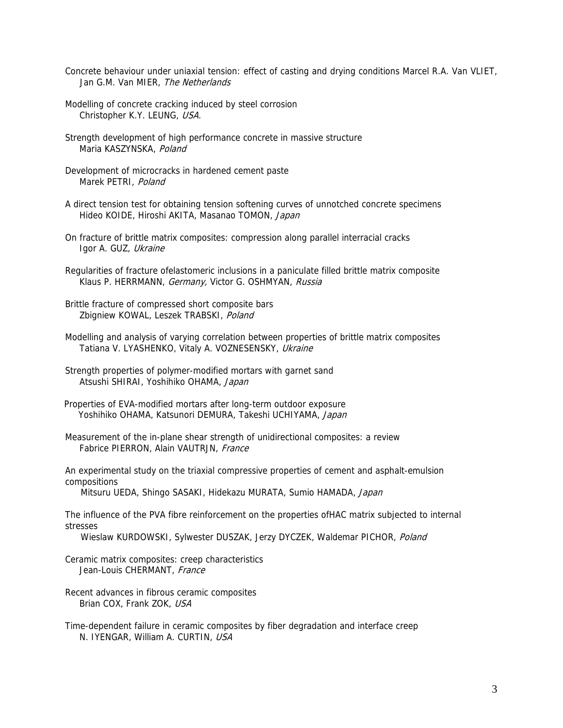Concrete behaviour under uniaxial tension: effect of casting and drying conditions Marcel R.A. Van VLIET, Jan G.M. Van MIER, *The Netherlands*

Modelling of concrete cracking induced by steel corrosion
Christopher K.Y. LEUNG, *USA.*

Strength development of high performance concrete in massive structure
Maria KASZYNSKA, *Poland*

Development of microcracks in hardened cement paste
Marek PETRI, *Poland*

A direct tension test for obtaining tension softening curves of unnotched concrete specimens
Hideo KOIDE, Hiroshi AKITA, Masanao TOMON, *Japan*

On fracture of brittle matrix composites: compression along parallel interracial cracks
Igor A. GUZ, *Ukraine*

Regularities of fracture ofelastomeric inclusions in a paniculate filled brittle matrix composite
Klaus P. HERRMANN, *Germany,* Victor G. OSHMYAN, *Russia*

Brittle fracture of compressed short composite bars
Zbigniew KOWAL, Leszek TRABSKI, *Poland*

Modelling and analysis of varying correlation between properties of brittle matrix composites
Tatiana V. LYASHENKO, Vitaly A. VOZNESENSKY, *Ukraine*

Strength properties of polymer-modified mortars with garnet sand
Atsushi SHIRAI, Yoshihiko OHAMA, *Japan*

Properties of EVA-modified mortars after long-term outdoor exposure
Yoshihiko OHAMA, Katsunori DEMURA, Takeshi UCHIYAMA, *Japan*

Measurement of the in-plane shear strength of unidirectional composites: a review
Fabrice PIERRON, Alain VAUTRJN, *France*

An experimental study on the triaxial compressive properties of cement and asphalt-emulsion compositions
Mitsuru UEDA, Shingo SASAKI, Hidekazu MURATA, Sumio HAMADA, *Japan*

The influence of the PVA fibre reinforcement on the properties ofHAC matrix subjected to internal stresses
Wieslaw KURDOWSKI, Sylwester DUSZAK, Jerzy DYCZEK, Waldemar PICHOR, *Poland*

Ceramic matrix composites: creep characteristics
Jean-Louis CHERMANT, *France*

Recent advances in fibrous ceramic composites
Brian COX, Frank ZOK, *USA*

Time-dependent failure in ceramic composites by fiber degradation and interface creep
N. IYENGAR, William A. CURTIN, *USA*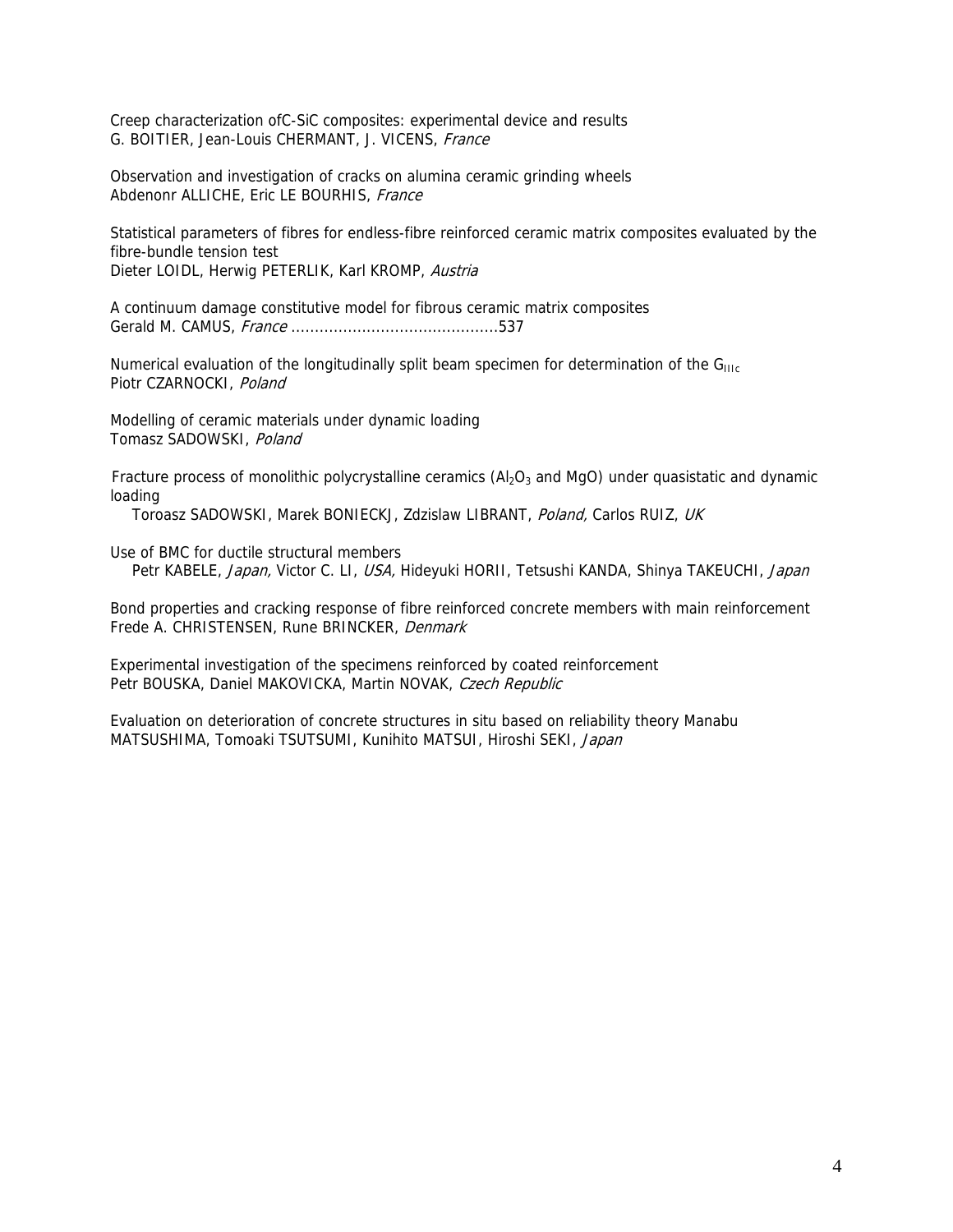Creep characterization ofC-SiC composites: experimental device and results
G. BOITIER, Jean-Louis CHERMANT, J. VICENS, *France*

Observation and investigation of cracks on alumina ceramic grinding wheels
Abdenonr ALLICHE, Eric LE BOURHIS, *France*

Statistical parameters of fibres for endless-fibre reinforced ceramic matrix composites evaluated by the fibre-bundle tension test
Dieter LOIDL, Herwig PETERLIK, Karl KROMP, *Austria*

A continuum damage constitutive model for fibrous ceramic matrix composites
Gerald M. CAMUS, *France* ...........................................537

Numerical evaluation of the longitudinally split beam specimen for determination of the $G_{IIIc}$
Piotr CZARNOCKI, *Poland*

Modelling of ceramic materials under dynamic loading
Tomasz SADOWSKI, *Poland*

Fracture process of monolithic polycrystalline ceramics ($Al_2O_3$ and MgO) under quasistatic and dynamic loading
Toroasz SADOWSKI, Marek BONIECKJ, Zdzislaw LIBRANT, *Poland,* Carlos RUIZ, *UK*

Use of BMC for ductile structural members
Petr KABELE, *Japan,* Victor C. LI, *USA,* Hideyuki HORII, Tetsushi KANDA, Shinya TAKEUCHI, *Japan*

Bond properties and cracking response of fibre reinforced concrete members with main reinforcement
Frede A. CHRISTENSEN, Rune BRINCKER, *Denmark*

Experimental investigation of the specimens reinforced by coated reinforcement
Petr BOUSKA, Daniel MAKOVICKA, Martin NOVAK, *Czech Republic*

Evaluation on deterioration of concrete structures in situ based on reliability theory Manabu MATSUSHIMA, Tomoaki TSUTSUMI, Kunihito MATSUI, Hiroshi SEKI, *Japan*